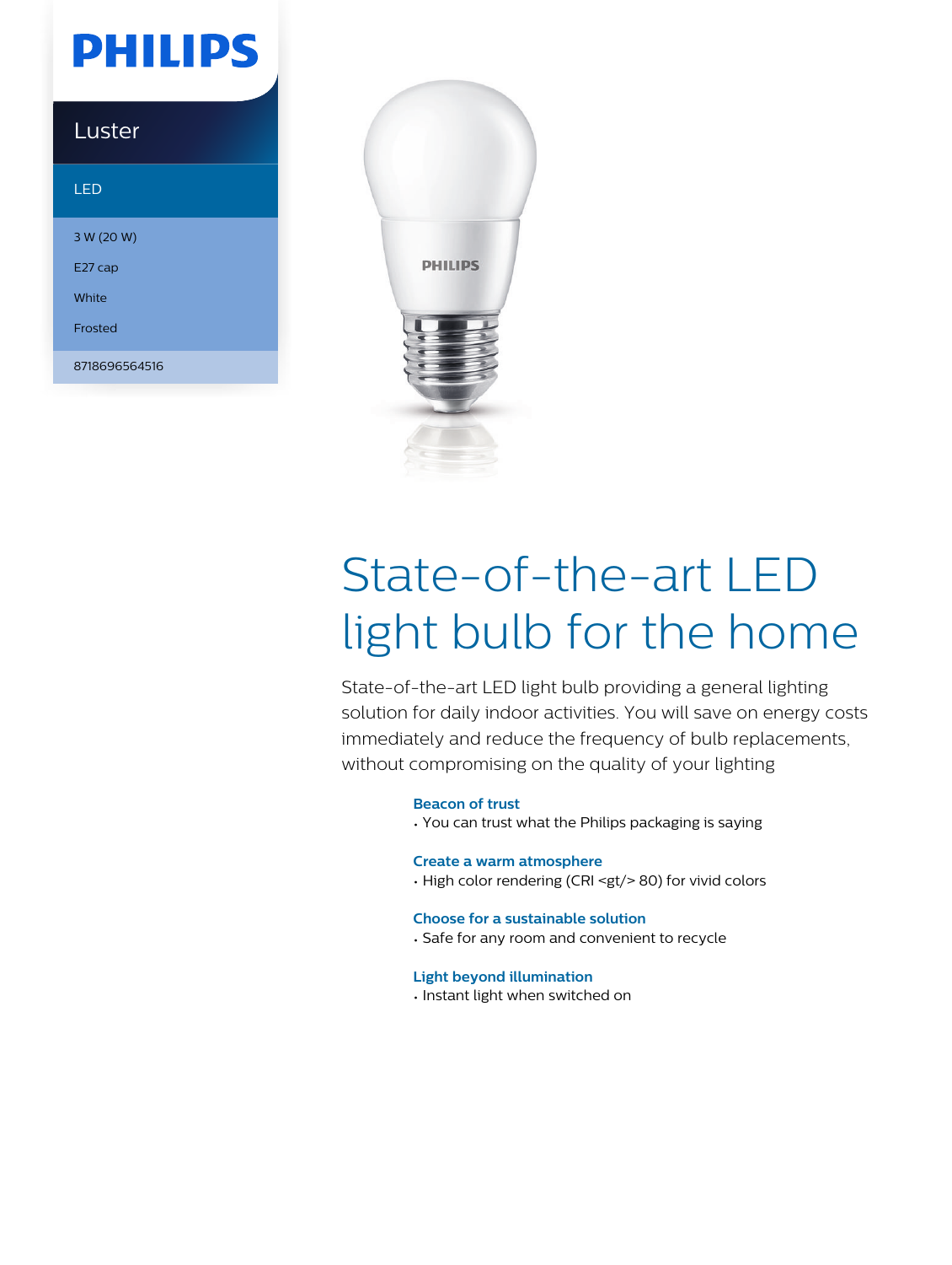PHILIPS

Luster

LED

3 W (20 W)

E27 cap

White

Frosted

8718696564516

# State-of-the-art LED light bulb for the home

State-of-the-art LED light bulb providing a general lighting solution for daily indoor activities. You will save on energy costs immediately and reduce the frequency of bulb replacements, without compromising on the quality of your lighting

### Beacon of trust

- You can trust what the Philips packaging is saying

### Create a warm atmosphere

- High color rendering (CRI <gt/> 80) for vivid colors

### Choose for a sustainable solution

- Safe for any room and convenient to recycle

### Light beyond illumination

- Instant light when switched on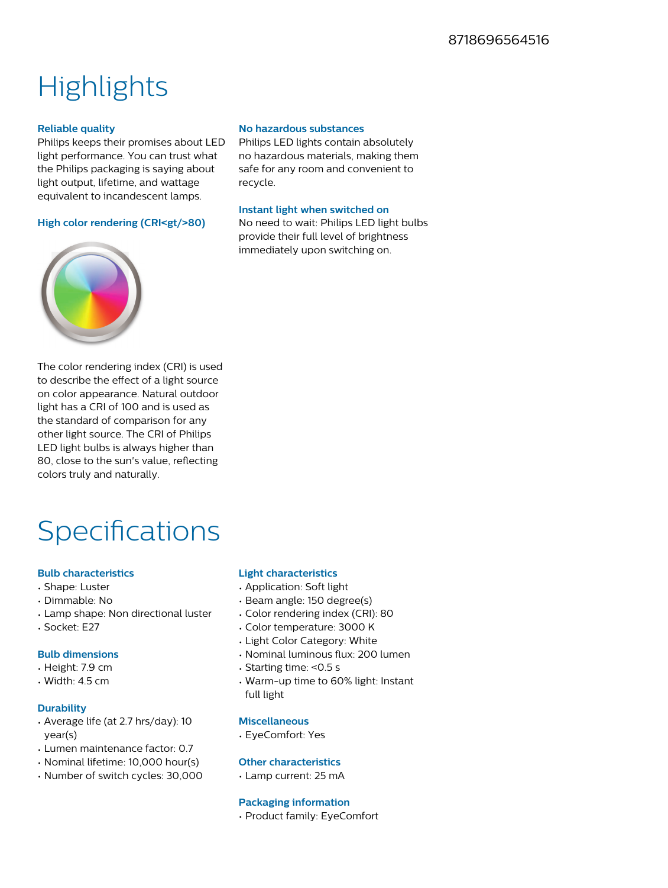8718696564516

# Highlights

### Reliable quality

Philips keeps their promises about LED light performance. You can trust what the Philips packaging is saying about light output, lifetime, and wattage equivalent to incandescent lamps.

### High color rendering (CRI<gt/>80)

The color rendering index (CRI) is used to describe the effect of a light source on color appearance. Natural outdoor light has a CRI of 100 and is used as the standard of comparison for any other light source. The CRI of Philips LED light bulbs is always higher than 80, close to the sun's value, reflecting colors truly and naturally.

### No hazardous substances

Philips LED lights contain absolutely no hazardous materials, making them safe for any room and convenient to recycle.

### Instant light when switched on

No need to wait: Philips LED light bulbs provide their full level of brightness immediately upon switching on.

# Specifications

### Bulb characteristics

- Shape: Luster
- Dimmable: No
- Lamp shape: Non directional luster
- Socket: E27

### Bulb dimensions

- Height: 7.9 cm
- Width: 4.5 cm

### Durability

- Average life (at 2.7 hrs/day): 10 year(s)
- Lumen maintenance factor: 0.7
- Nominal lifetime: 10,000 hour(s)
- Number of switch cycles: 30,000

### Light characteristics

- Application: Soft light
- Beam angle: 150 degree(s)
- Color rendering index (CRI): 80
- Color temperature: 3000 K
- Light Color Category: White
- Nominal luminous flux: 200 lumen
- Starting time: <0.5 s
- Warm-up time to 60% light: Instant full light

### Miscellaneous

- EyeComfort: Yes

### Other characteristics

- Lamp current: 25 mA

### Packaging information

- Product family: EyeComfort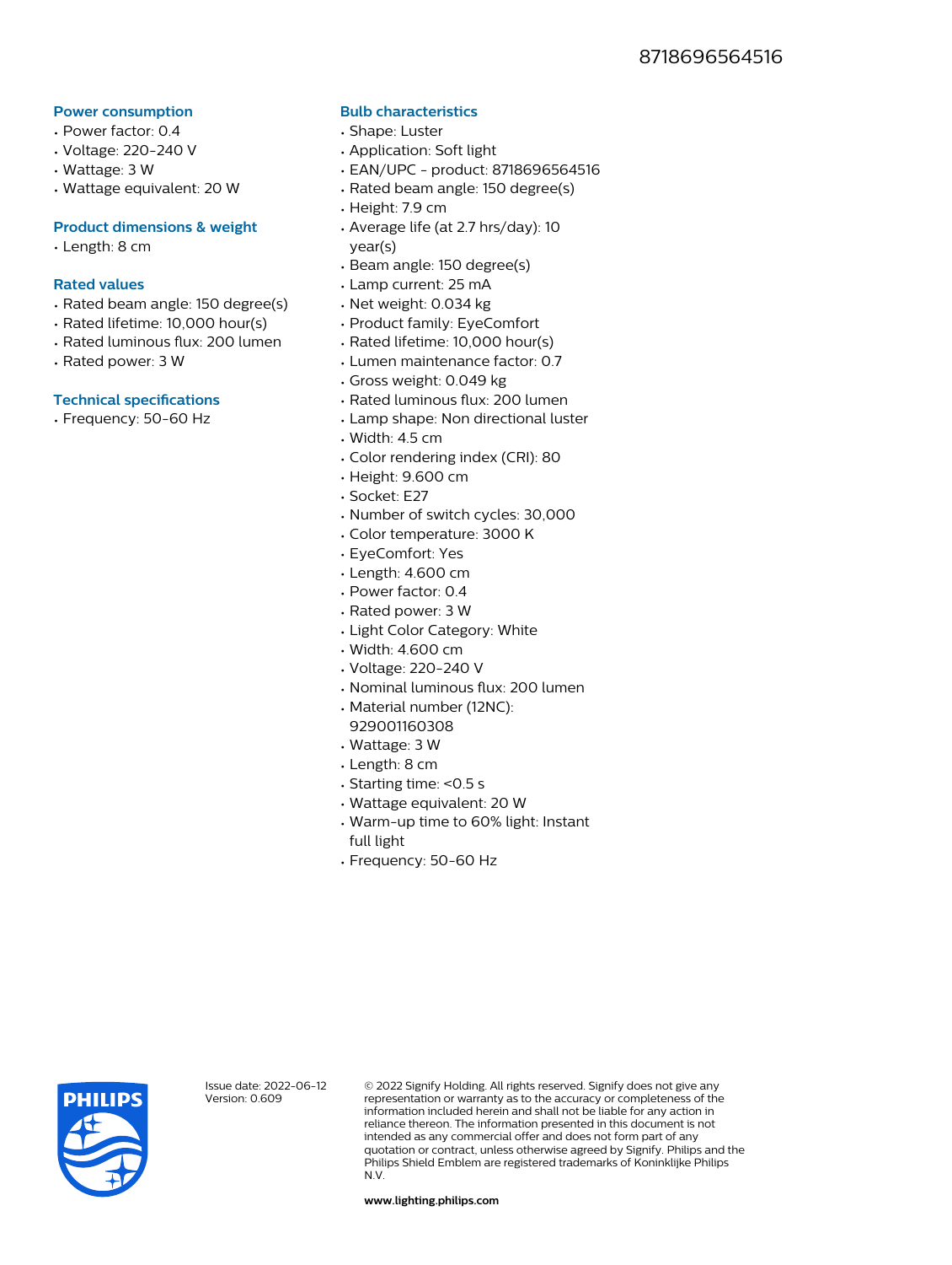8718696564516

### Power consumption

- Power factor: 0.4
- Voltage: 220-240 V
- Wattage: 3 W
- Wattage equivalent: 20 W

### Product dimensions & weight

- Length: 8 cm

### Rated values

- Rated beam angle: 150 degree(s)
- Rated lifetime: 10,000 hour(s)
- Rated luminous flux: 200 lumen
- Rated power: 3 W

### Technical specifications

- Frequency: 50-60 Hz

### Bulb characteristics

- Shape: Luster
- Application: Soft light
- EAN/UPC - product: 8718696564516
- Rated beam angle: 150 degree(s)
- Height: 7.9 cm
- Average life (at 2.7 hrs/day): 10 year(s)
- Beam angle: 150 degree(s)
- Lamp current: 25 mA
- Net weight: 0.034 kg
- Product family: EyeComfort
- Rated lifetime: 10,000 hour(s)
- Lumen maintenance factor: 0.7
- Gross weight: 0.049 kg
- Rated luminous flux: 200 lumen
- Lamp shape: Non directional luster
- Width: 4.5 cm
- Color rendering index (CRI): 80
- Height: 9.600 cm
- Socket: E27
- Number of switch cycles: 30,000
- Color temperature: 3000 K
- EyeComfort: Yes
- Length: 4.600 cm
- Power factor: 0.4
- Rated power: 3 W
- Light Color Category: White
- Width: 4.600 cm
- Voltage: 220-240 V
- Nominal luminous flux: 200 lumen
- Material number (12NC): 929001160308
- Wattage: 3 W
- Length: 8 cm
- Starting time: <0.5 s
- Wattage equivalent: 20 W
- Warm-up time to 60% light: Instant full light
- Frequency: 50-60 Hz

Issue date: 2022-06-12
Version: 0.609

© 2022 Signify Holding. All rights reserved. Signify does not give any representation or warranty as to the accuracy or completeness of the information included herein and shall not be liable for any action in reliance thereon. The information presented in this document is not intended as any commercial offer and does not form part of any quotation or contract, unless otherwise agreed by Signify. Philips and the Philips Shield Emblem are registered trademarks of Koninklijke Philips N.V.

**www.lighting.philips.com**